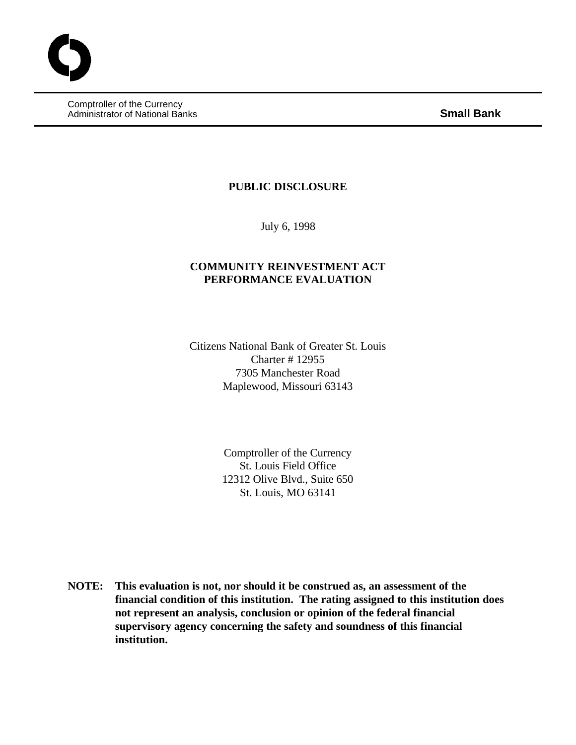Comptroller of the Currency
Administrator of National Banks **Small Bank**

# PUBLIC DISCLOSURE

July 6, 1998

## COMMUNITY REINVESTMENT ACT PERFORMANCE EVALUATION

Citizens National Bank of Greater St. Louis
Charter # 12955
7305 Manchester Road
Maplewood, Missouri 63143

Comptroller of the Currency
St. Louis Field Office
12312 Olive Blvd., Suite 650
St. Louis, MO 63141

**NOTE: This evaluation is not, nor should it be construed as, an assessment of the financial condition of this institution. The rating assigned to this institution does not represent an analysis, conclusion or opinion of the federal financial supervisory agency concerning the safety and soundness of this financial institution.**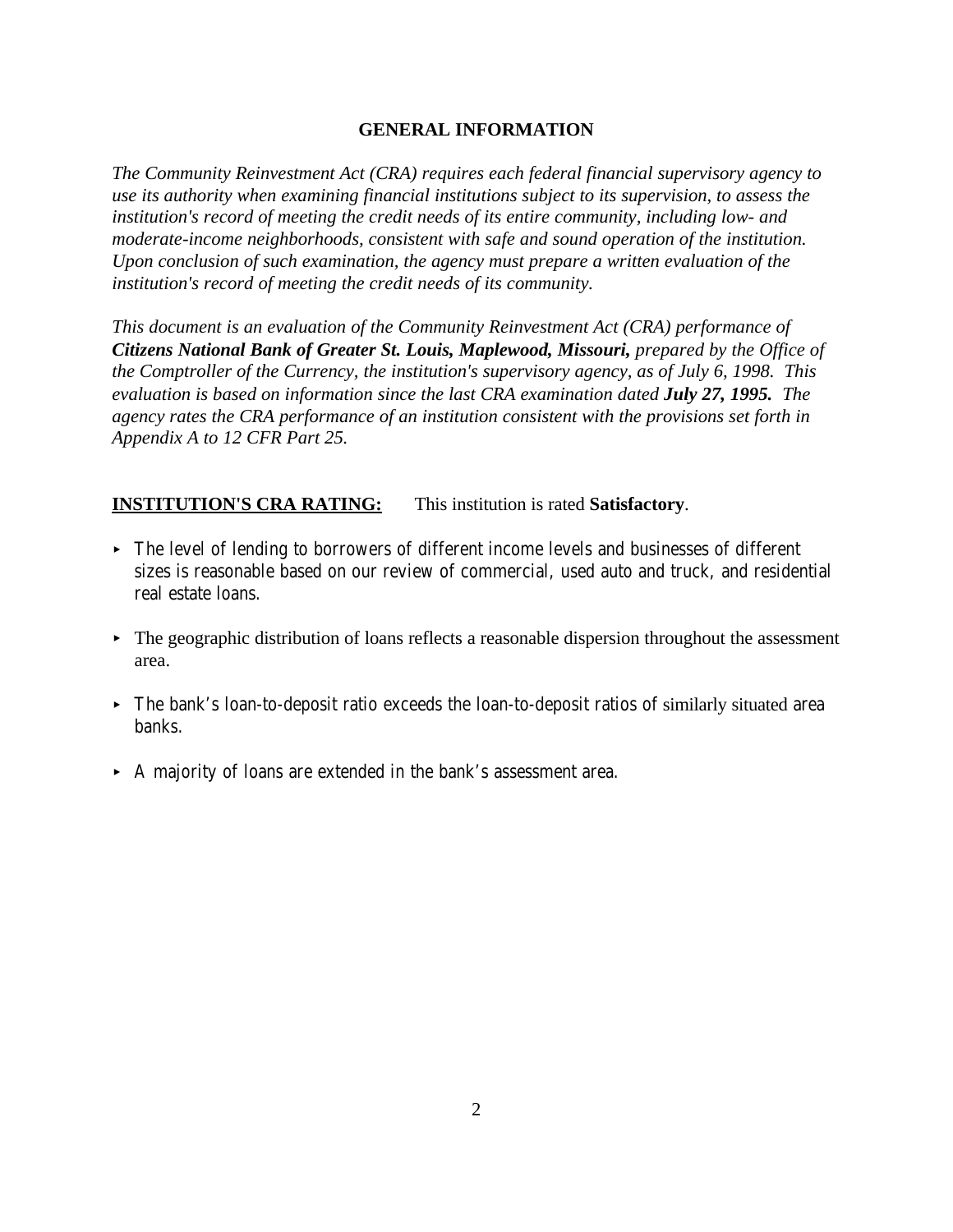## GENERAL INFORMATION

*The Community Reinvestment Act (CRA) requires each federal financial supervisory agency to use its authority when examining financial institutions subject to its supervision, to assess the institution's record of meeting the credit needs of its entire community, including low- and moderate-income neighborhoods, consistent with safe and sound operation of the institution. Upon conclusion of such examination, the agency must prepare a written evaluation of the institution's record of meeting the credit needs of its community.*

*This document is an evaluation of the Community Reinvestment Act (CRA) performance of **Citizens National Bank of Greater St. Louis, Maplewood, Missouri,** prepared by the Office of the Comptroller of the Currency, the institution's supervisory agency, as of July 6, 1998. This evaluation is based on information since the last CRA examination dated **July 27, 1995.** The agency rates the CRA performance of an institution consistent with the provisions set forth in Appendix A to 12 CFR Part 25.*

**INSTITUTION'S CRA RATING:** This institution is rated **Satisfactory**.

- The level of lending to borrowers of different income levels and businesses of different sizes is reasonable based on our review of commercial, used auto and truck, and residential real estate loans.
- The geographic distribution of loans reflects a reasonable dispersion throughout the assessment area.
- The bank's loan-to-deposit ratio exceeds the loan-to-deposit ratios of similarly situated area banks.
- A majority of loans are extended in the bank's assessment area.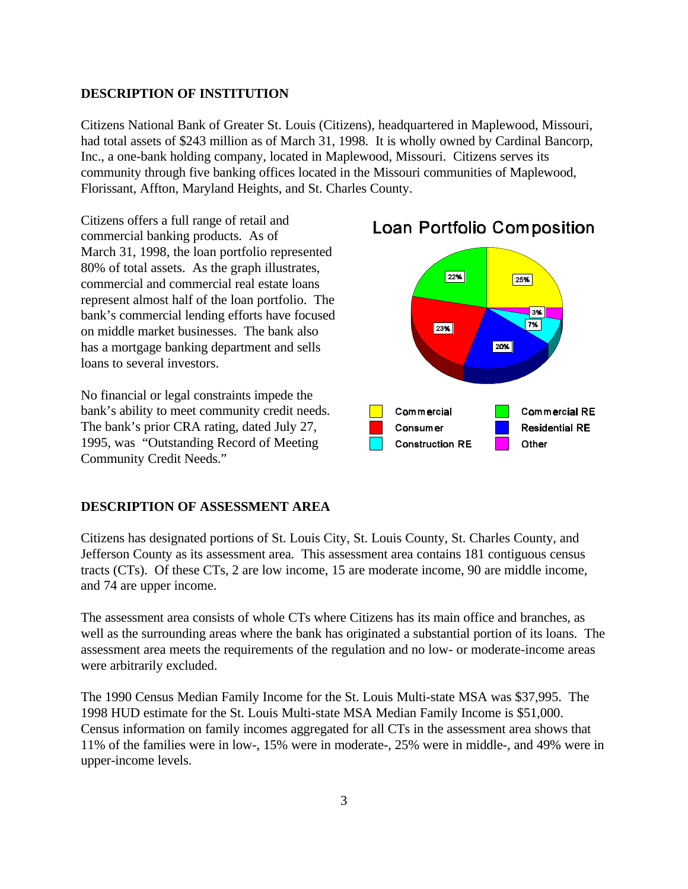## DESCRIPTION OF INSTITUTION

Citizens National Bank of Greater St. Louis (Citizens), headquartered in Maplewood, Missouri, had total assets of $243 million as of March 31, 1998. It is wholly owned by Cardinal Bancorp, Inc., a one-bank holding company, located in Maplewood, Missouri. Citizens serves its community through five banking offices located in the Missouri communities of Maplewood, Florissant, Affton, Maryland Heights, and St. Charles County.

Citizens offers a full range of retail and commercial banking products. As of March 31, 1998, the loan portfolio represented 80% of total assets. As the graph illustrates, commercial and commercial real estate loans represent almost half of the loan portfolio. The bank's commercial lending efforts have focused on middle market businesses. The bank also has a mortgage banking department and sells loans to several investors.

**Loan Portfolio Composition**

| Loan Type | Percentage |
|---|---|
| Commercial | 25% |
| Commercial RE | 22% |
| Consumer | 23% |
| Residential RE | 20% |
| Construction RE | 7% |
| Other | 3% |

No financial or legal constraints impede the bank's ability to meet community credit needs. The bank's prior CRA rating, dated July 27, 1995, was "Outstanding Record of Meeting Community Credit Needs."

## DESCRIPTION OF ASSESSMENT AREA

Citizens has designated portions of St. Louis City, St. Louis County, St. Charles County, and Jefferson County as its assessment area. This assessment area contains 181 contiguous census tracts (CTs). Of these CTs, 2 are low income, 15 are moderate income, 90 are middle income, and 74 are upper income.

The assessment area consists of whole CTs where Citizens has its main office and branches, as well as the surrounding areas where the bank has originated a substantial portion of its loans. The assessment area meets the requirements of the regulation and no low- or moderate-income areas were arbitrarily excluded.

The 1990 Census Median Family Income for the St. Louis Multi-state MSA was $37,995. The 1998 HUD estimate for the St. Louis Multi-state MSA Median Family Income is $51,000. Census information on family incomes aggregated for all CTs in the assessment area shows that 11% of the families were in low-, 15% were in moderate-, 25% were in middle-, and 49% were in upper-income levels.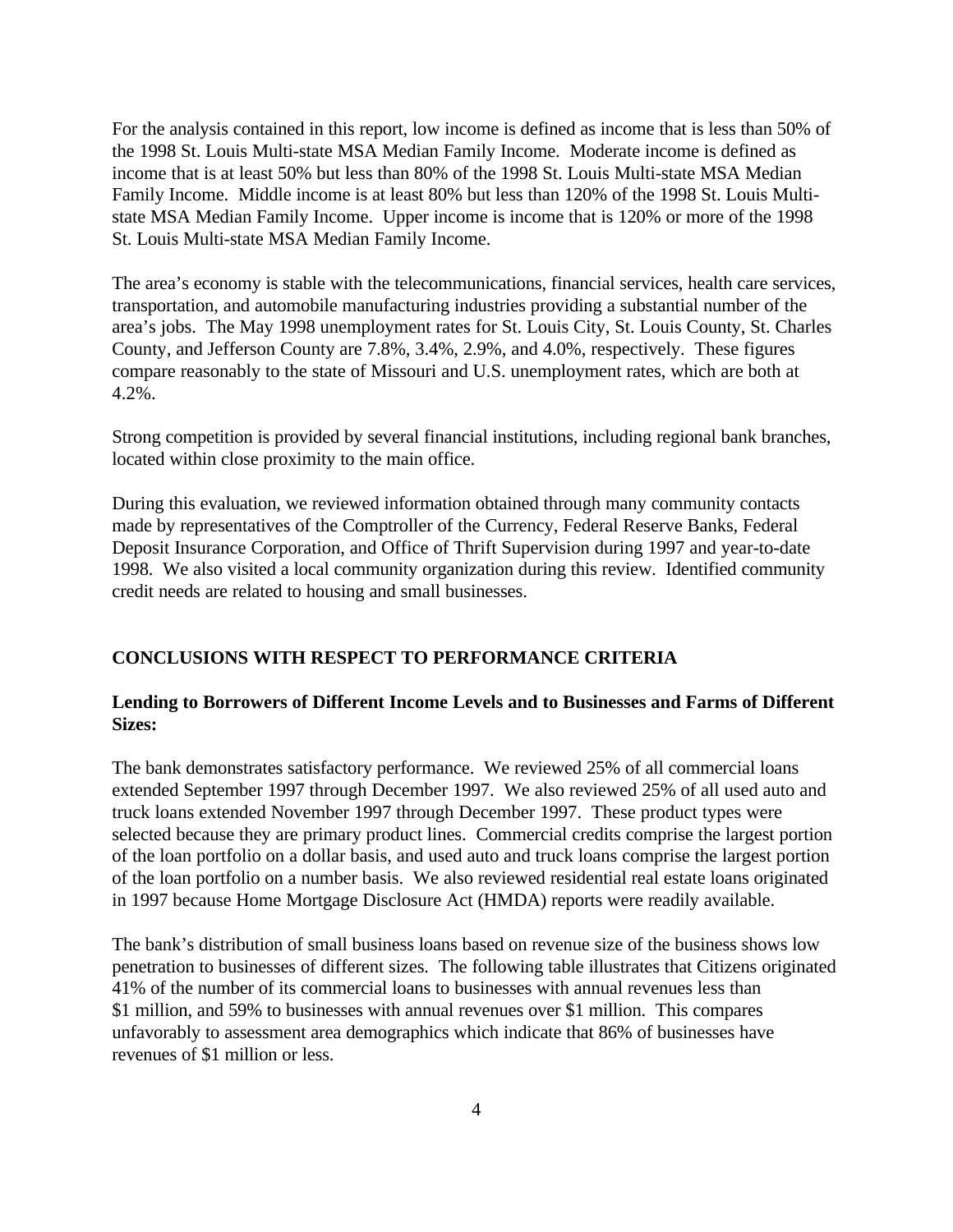For the analysis contained in this report, low income is defined as income that is less than 50% of the 1998 St. Louis Multi-state MSA Median Family Income. Moderate income is defined as income that is at least 50% but less than 80% of the 1998 St. Louis Multi-state MSA Median Family Income. Middle income is at least 80% but less than 120% of the 1998 St. Louis Multi-state MSA Median Family Income. Upper income is income that is 120% or more of the 1998 St. Louis Multi-state MSA Median Family Income.

The area's economy is stable with the telecommunications, financial services, health care services, transportation, and automobile manufacturing industries providing a substantial number of the area's jobs. The May 1998 unemployment rates for St. Louis City, St. Louis County, St. Charles County, and Jefferson County are 7.8%, 3.4%, 2.9%, and 4.0%, respectively. These figures compare reasonably to the state of Missouri and U.S. unemployment rates, which are both at 4.2%.

Strong competition is provided by several financial institutions, including regional bank branches, located within close proximity to the main office.

During this evaluation, we reviewed information obtained through many community contacts made by representatives of the Comptroller of the Currency, Federal Reserve Banks, Federal Deposit Insurance Corporation, and Office of Thrift Supervision during 1997 and year-to-date 1998. We also visited a local community organization during this review. Identified community credit needs are related to housing and small businesses.

## CONCLUSIONS WITH RESPECT TO PERFORMANCE CRITERIA

### Lending to Borrowers of Different Income Levels and to Businesses and Farms of Different Sizes:

The bank demonstrates satisfactory performance. We reviewed 25% of all commercial loans extended September 1997 through December 1997. We also reviewed 25% of all used auto and truck loans extended November 1997 through December 1997. These product types were selected because they are primary product lines. Commercial credits comprise the largest portion of the loan portfolio on a dollar basis, and used auto and truck loans comprise the largest portion of the loan portfolio on a number basis. We also reviewed residential real estate loans originated in 1997 because Home Mortgage Disclosure Act (HMDA) reports were readily available.

The bank's distribution of small business loans based on revenue size of the business shows low penetration to businesses of different sizes. The following table illustrates that Citizens originated 41% of the number of its commercial loans to businesses with annual revenues less than $1 million, and 59% to businesses with annual revenues over $1 million. This compares unfavorably to assessment area demographics which indicate that 86% of businesses have revenues of $1 million or less.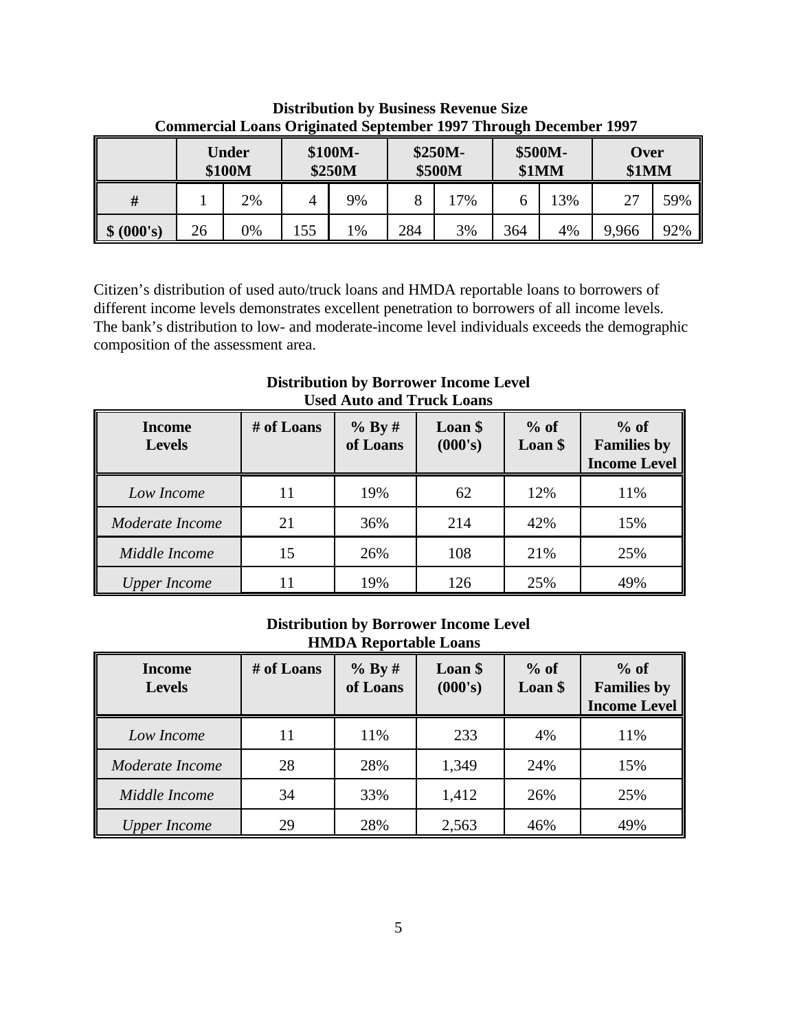**Distribution by Business Revenue Size**
**Commercial Loans Originated September 1997 Through December 1997**

| | Under $100M | | $100M-$250M | | $250M-$500M | | $500M-$1MM | | Over $1MM | |
|---|---|---|---|---|---|---|---|---|---|---|
| **#** | 1 | 2% | 4 | 9% | 8 | 17% | 6 | 13% | 27 | 59% |
| **$ (000's)** | 26 | 0% | 155 | 1% | 284 | 3% | 364 | 4% | 9,966 | 92% |

Citizen's distribution of used auto/truck loans and HMDA reportable loans to borrowers of different income levels demonstrates excellent penetration to borrowers of all income levels. The bank's distribution to low- and moderate-income level individuals exceeds the demographic composition of the assessment area.

**Distribution by Borrower Income Level**
**Used Auto and Truck Loans**

| Income Levels | # of Loans | % By # of Loans | Loan $ (000's) | % of Loan $ | % of Families by Income Level |
|---|---|---|---|---|---|
| *Low Income* | 11 | 19% | 62 | 12% | 11% |
| *Moderate Income* | 21 | 36% | 214 | 42% | 15% |
| *Middle Income* | 15 | 26% | 108 | 21% | 25% |
| *Upper Income* | 11 | 19% | 126 | 25% | 49% |

**Distribution by Borrower Income Level**
**HMDA Reportable Loans**

| Income Levels | # of Loans | % By # of Loans | Loan $ (000's) | % of Loan $ | % of Families by Income Level |
|---|---|---|---|---|---|
| *Low Income* | 11 | 11% | 233 | 4% | 11% |
| *Moderate Income* | 28 | 28% | 1,349 | 24% | 15% |
| *Middle Income* | 34 | 33% | 1,412 | 26% | 25% |
| *Upper Income* | 29 | 28% | 2,563 | 46% | 49% |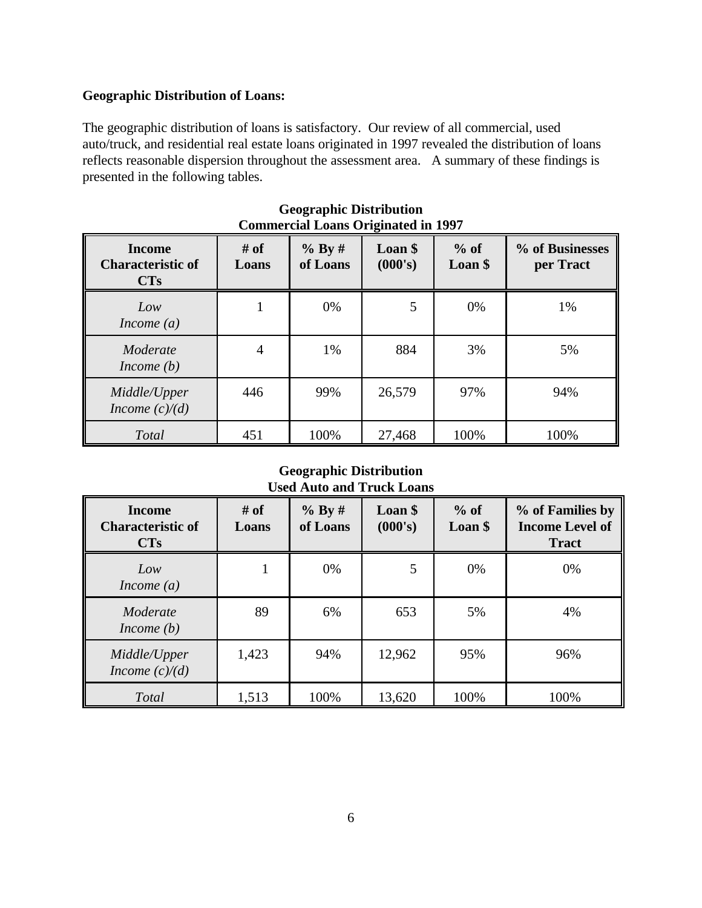**Geographic Distribution of Loans:**

The geographic distribution of loans is satisfactory. Our review of all commercial, used auto/truck, and residential real estate loans originated in 1997 revealed the distribution of loans reflects reasonable dispersion throughout the assessment area. A summary of these findings is presented in the following tables.

**Geographic Distribution**
**Commercial Loans Originated in 1997**

| Income Characteristic of CTs | # of Loans | % By # of Loans | Loan $ (000's) | % of Loan $ | % of Businesses per Tract |
|---|---|---|---|---|---|
| *Low Income (a)* | 1 | 0% | 5 | 0% | 1% |
| *Moderate Income (b)* | 4 | 1% | 884 | 3% | 5% |
| *Middle/Upper Income (c)/(d)* | 446 | 99% | 26,579 | 97% | 94% |
| *Total* | 451 | 100% | 27,468 | 100% | 100% |

**Geographic Distribution**
**Used Auto and Truck Loans**

| Income Characteristic of CTs | # of Loans | % By # of Loans | Loan $ (000's) | % of Loan $ | % of Families by Income Level of Tract |
|---|---|---|---|---|---|
| *Low Income (a)* | 1 | 0% | 5 | 0% | 0% |
| *Moderate Income (b)* | 89 | 6% | 653 | 5% | 4% |
| *Middle/Upper Income (c)/(d)* | 1,423 | 94% | 12,962 | 95% | 96% |
| *Total* | 1,513 | 100% | 13,620 | 100% | 100% |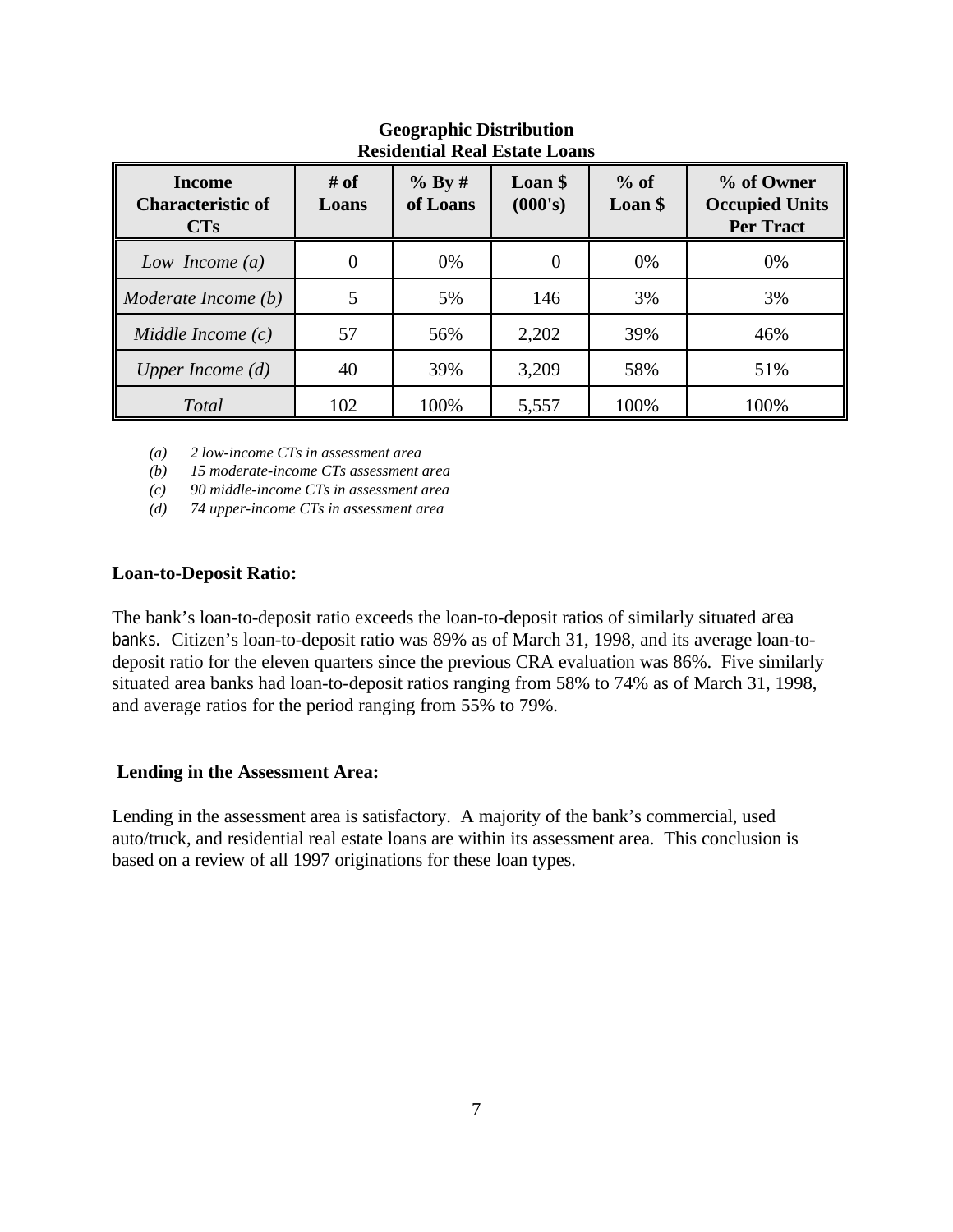**Geographic Distribution**
**Residential Real Estate Loans**

| Income Characteristic of CTs | # of Loans | % By # of Loans | Loan $ (000's) | % of Loan $ | % of Owner Occupied Units Per Tract |
|---|---|---|---|---|---|
| *Low Income (a)* | 0 | 0% | 0 | 0% | 0% |
| *Moderate Income (b)* | 5 | 5% | 146 | 3% | 3% |
| *Middle Income (c)* | 57 | 56% | 2,202 | 39% | 46% |
| *Upper Income (d)* | 40 | 39% | 3,209 | 58% | 51% |
| *Total* | 102 | 100% | 5,557 | 100% | 100% |

*(a) 2 low-income CTs in assessment area*
*(b) 15 moderate-income CTs assessment area*
*(c) 90 middle-income CTs in assessment area*
*(d) 74 upper-income CTs in assessment area*

**Loan-to-Deposit Ratio:**

The bank's loan-to-deposit ratio exceeds the loan-to-deposit ratios of similarly situated area banks. Citizen's loan-to-deposit ratio was 89% as of March 31, 1998, and its average loan-to-deposit ratio for the eleven quarters since the previous CRA evaluation was 86%. Five similarly situated area banks had loan-to-deposit ratios ranging from 58% to 74% as of March 31, 1998, and average ratios for the period ranging from 55% to 79%.

**Lending in the Assessment Area:**

Lending in the assessment area is satisfactory. A majority of the bank's commercial, used auto/truck, and residential real estate loans are within its assessment area. This conclusion is based on a review of all 1997 originations for these loan types.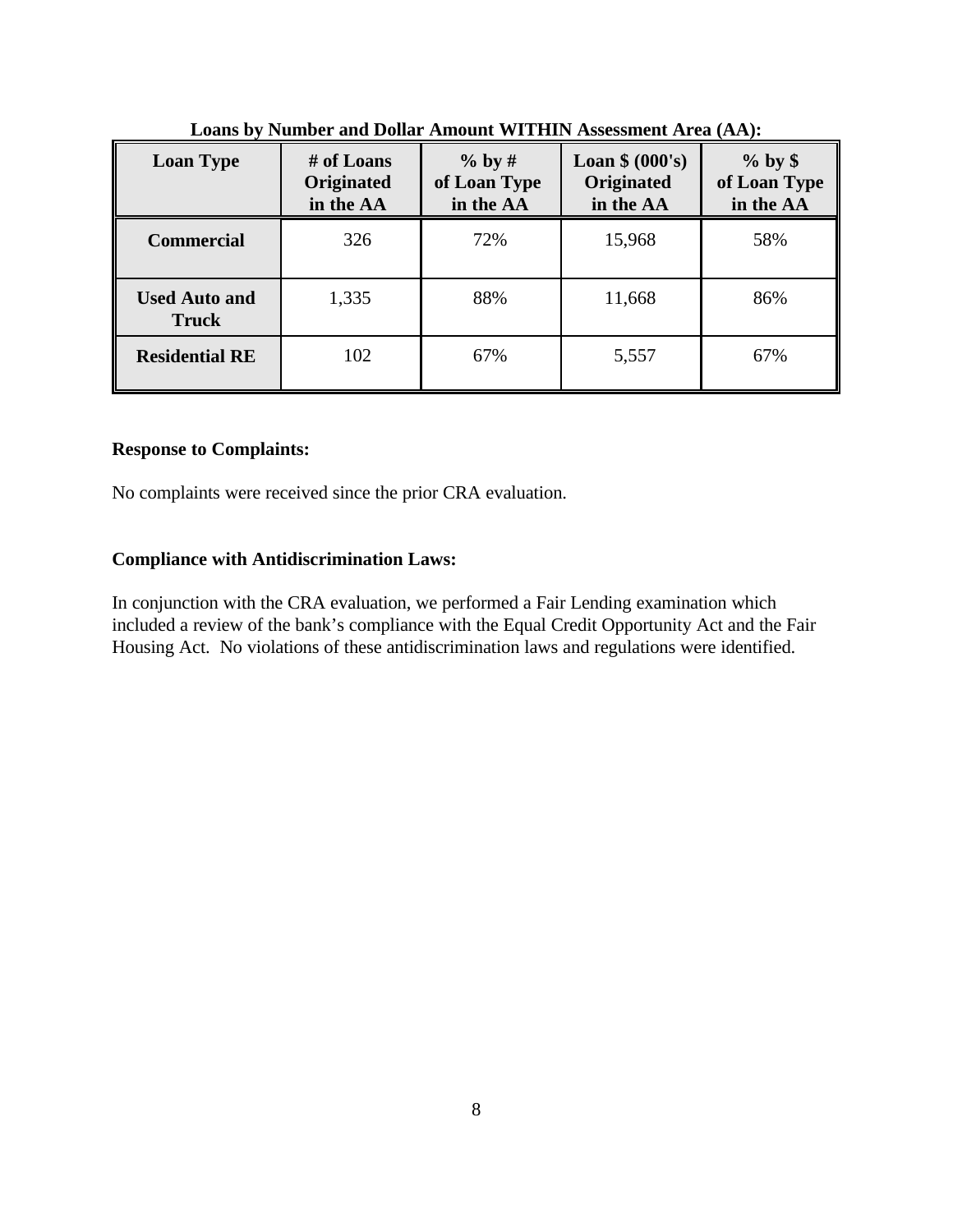**Loans by Number and Dollar Amount WITHIN Assessment Area (AA):**

| Loan Type | # of Loans Originated in the AA | % by # of Loan Type in the AA | Loan $ (000's) Originated in the AA | % by $ of Loan Type in the AA |
|---|---|---|---|---|
| **Commercial** | 326 | 72% | 15,968 | 58% |
| **Used Auto and Truck** | 1,335 | 88% | 11,668 | 86% |
| **Residential RE** | 102 | 67% | 5,557 | 67% |

**Response to Complaints:**

No complaints were received since the prior CRA evaluation.

**Compliance with Antidiscrimination Laws:**

In conjunction with the CRA evaluation, we performed a Fair Lending examination which included a review of the bank's compliance with the Equal Credit Opportunity Act and the Fair Housing Act. No violations of these antidiscrimination laws and regulations were identified.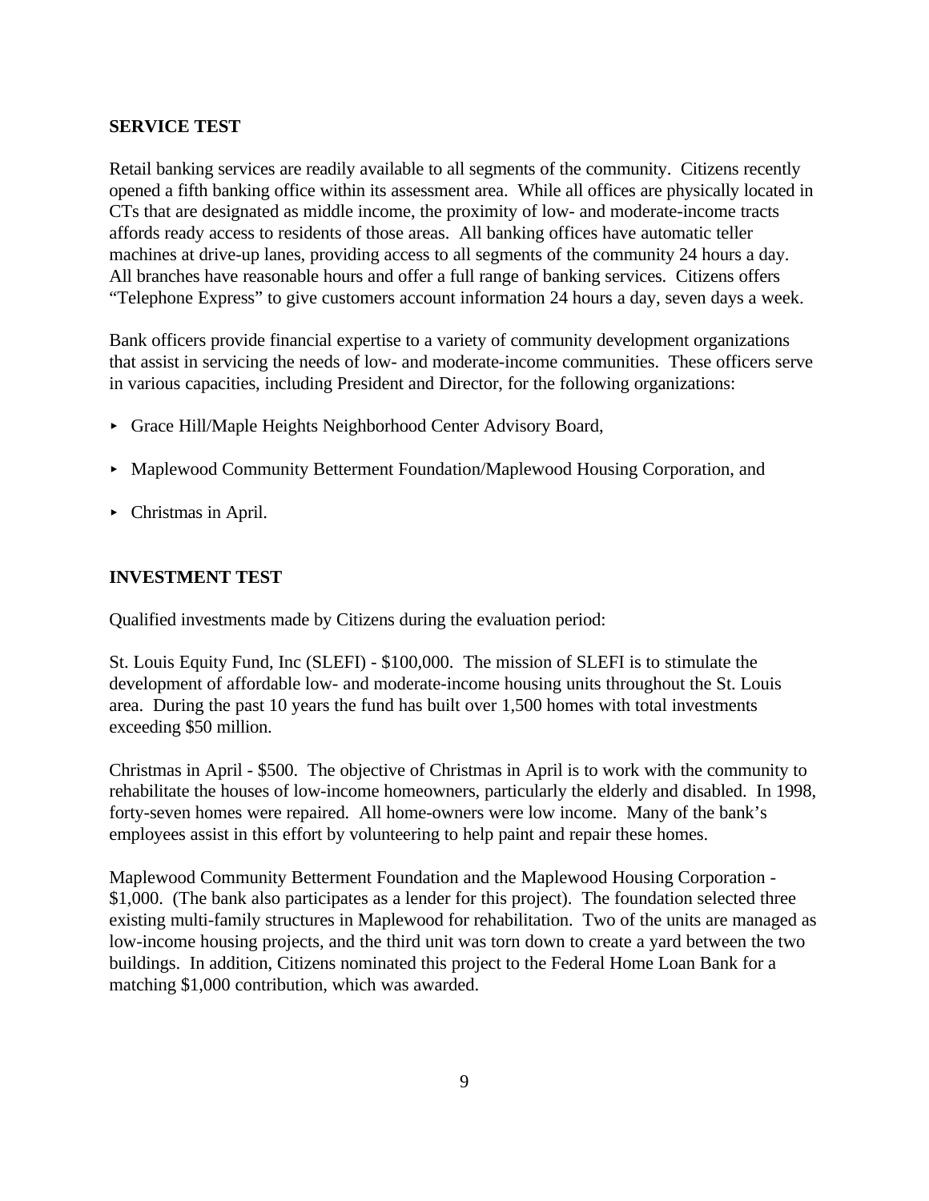## SERVICE TEST

Retail banking services are readily available to all segments of the community. Citizens recently opened a fifth banking office within its assessment area. While all offices are physically located in CTs that are designated as middle income, the proximity of low- and moderate-income tracts affords ready access to residents of those areas. All banking offices have automatic teller machines at drive-up lanes, providing access to all segments of the community 24 hours a day. All branches have reasonable hours and offer a full range of banking services. Citizens offers "Telephone Express" to give customers account information 24 hours a day, seven days a week.

Bank officers provide financial expertise to a variety of community development organizations that assist in servicing the needs of low- and moderate-income communities. These officers serve in various capacities, including President and Director, for the following organizations:

- Grace Hill/Maple Heights Neighborhood Center Advisory Board,
- Maplewood Community Betterment Foundation/Maplewood Housing Corporation, and
- Christmas in April.

## INVESTMENT TEST

Qualified investments made by Citizens during the evaluation period:

St. Louis Equity Fund, Inc (SLEFI) - $100,000. The mission of SLEFI is to stimulate the development of affordable low- and moderate-income housing units throughout the St. Louis area. During the past 10 years the fund has built over 1,500 homes with total investments exceeding $50 million.

Christmas in April - $500. The objective of Christmas in April is to work with the community to rehabilitate the houses of low-income homeowners, particularly the elderly and disabled. In 1998, forty-seven homes were repaired. All home-owners were low income. Many of the bank's employees assist in this effort by volunteering to help paint and repair these homes.

Maplewood Community Betterment Foundation and the Maplewood Housing Corporation - $1,000. (The bank also participates as a lender for this project). The foundation selected three existing multi-family structures in Maplewood for rehabilitation. Two of the units are managed as low-income housing projects, and the third unit was torn down to create a yard between the two buildings. In addition, Citizens nominated this project to the Federal Home Loan Bank for a matching $1,000 contribution, which was awarded.